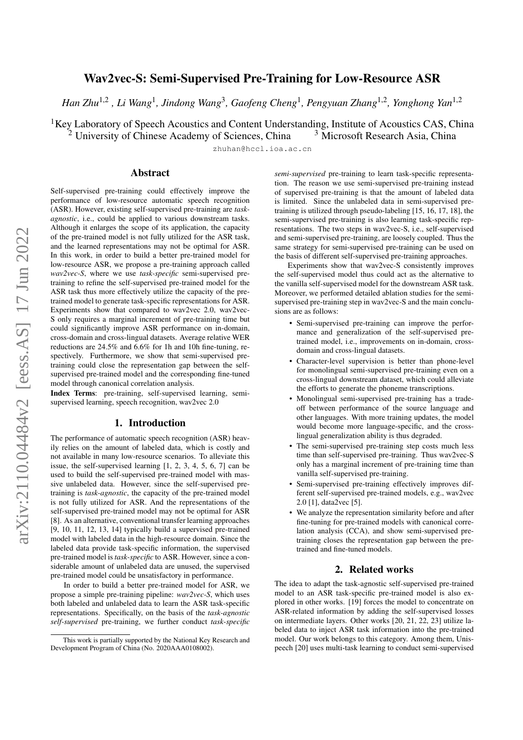# Wav2vec-S: Semi-Supervised Pre-Training for Low-Resource ASR

*Han Zhu*[1,2] *, Li Wang*[1], *Jindong Wang*[3], *Gaofeng Cheng*[1], *Pengyuan Zhang*[1,2], *Yonghong Yan*[1,2]

[1]Key Laboratory of Speech Acoustics and Content Understanding, Institute of Acoustics CAS, China
[2] University of Chinese Academy of Sciences, China [3] Microsoft Research Asia, China

zhuhan@hccl.ioa.ac.cn

## Abstract

Self-supervised pre-training could effectively improve the performance of low-resource automatic speech recognition (ASR). However, existing self-supervised pre-training are *task-agnostic*, i.e., could be applied to various downstream tasks. Although it enlarges the scope of its application, the capacity of the pre-trained model is not fully utilized for the ASR task, and the learned representations may not be optimal for ASR. In this work, in order to build a better pre-trained model for low-resource ASR, we propose a pre-training approach called *wav2vec-S*, where we use *task-specific* semi-supervised pre-training to refine the self-supervised pre-trained model for the ASR task thus more effectively utilize the capacity of the pre-trained model to generate task-specific representations for ASR. Experiments show that compared to wav2vec 2.0, wav2vec-S only requires a marginal increment of pre-training time but could significantly improve ASR performance on in-domain, cross-domain and cross-lingual datasets. Average relative WER reductions are 24.5% and 6.6% for 1h and 10h fine-tuning, respectively. Furthermore, we show that semi-supervised pre-training could close the representation gap between the self-supervised pre-trained model and the corresponding fine-tuned model through canonical correlation analysis.

**Index Terms**: pre-training, self-supervised learning, semi-supervised learning, speech recognition, wav2vec 2.0

## 1. Introduction

The performance of automatic speech recognition (ASR) heavily relies on the amount of labeled data, which is costly and not available in many low-resource scenarios. To alleviate this issue, the self-supervised learning [1, 2, 3, 4, 5, 6, 7] can be used to build the self-supervised pre-trained model with massive unlabeled data. However, since the self-supervised pre-training is *task-agnostic*, the capacity of the pre-trained model is not fully utilized for ASR. And the representations of the self-supervised pre-trained model may not be optimal for ASR [8]. As an alternative, conventional transfer learning approaches [9, 10, 11, 12, 13, 14] typically build a supervised pre-trained model with labeled data in the high-resource domain. Since the labeled data provide task-specific information, the supervised pre-trained model is *task-specific* to ASR. However, since a considerable amount of unlabeled data are unused, the supervised pre-trained model could be unsatisfactory in performance.

In order to build a better pre-trained model for ASR, we propose a simple pre-training pipeline: *wav2vec-S*, which uses both labeled and unlabeled data to learn the ASR task-specific representations. Specifically, on the basis of the *task-agnostic self-supervised* pre-training, we further conduct *task-specific semi-supervised* pre-training to learn task-specific representation. The reason we use semi-supervised pre-training instead of supervised pre-training is that the amount of labeled data is limited. Since the unlabeled data in semi-supervised pre-training is utilized through pseudo-labeling [15, 16, 17, 18], the semi-supervised pre-training is also learning task-specific representations. The two steps in wav2vec-S, i.e., self-supervised and semi-supervised pre-training, are loosely coupled. Thus the same strategy for semi-supervised pre-training can be used on the basis of different self-supervised pre-training approaches.

Experiments show that wav2vec-S consistently improves the self-supervised model thus could act as the alternative to the vanilla self-supervised model for the downstream ASR task. Moreover, we performed detailed ablation studies for the semi-supervised pre-training step in wav2vec-S and the main conclusions are as follows:

- Semi-supervised pre-training can improve the performance and generalization of the self-supervised pre-trained model, i.e., improvements on in-domain, cross-domain and cross-lingual datasets.
- Character-level supervision is better than phone-level for monolingual semi-supervised pre-training even on a cross-lingual downstream dataset, which could alleviate the efforts to generate the phoneme transcriptions.
- Monolingual semi-supervised pre-training has a trade-off between performance of the source language and other languages. With more training updates, the model would become more language-specific, and the cross-lingual generalization ability is thus degraded.
- The semi-supervised pre-training step costs much less time than self-supervised pre-training. Thus wav2vec-S only has a marginal increment of pre-training time than vanilla self-supervised pre-training.
- Semi-supervised pre-training effectively improves different self-supervised pre-trained models, e.g., wav2vec 2.0 [1], data2vec [5].
- We analyze the representation similarity before and after fine-tuning for pre-trained models with canonical correlation analysis (CCA), and show semi-supervised pre-training closes the representation gap between the pre-trained and fine-tuned models.

## 2. Related works

The idea to adapt the task-agnostic self-supervised pre-trained model to an ASR task-specific pre-trained model is also explored in other works. [19] forces the model to concentrate on ASR-related information by adding the self-supervised losses on intermediate layers. Other works [20, 21, 22, 23] utilize labeled data to inject ASR task information into the pre-trained model. Our work belongs to this category. Among them, Unispeech [20] uses multi-task learning to conduct semi-supervised

This work is partially supported by the National Key Research and Development Program of China (No. 2020AAA0108002).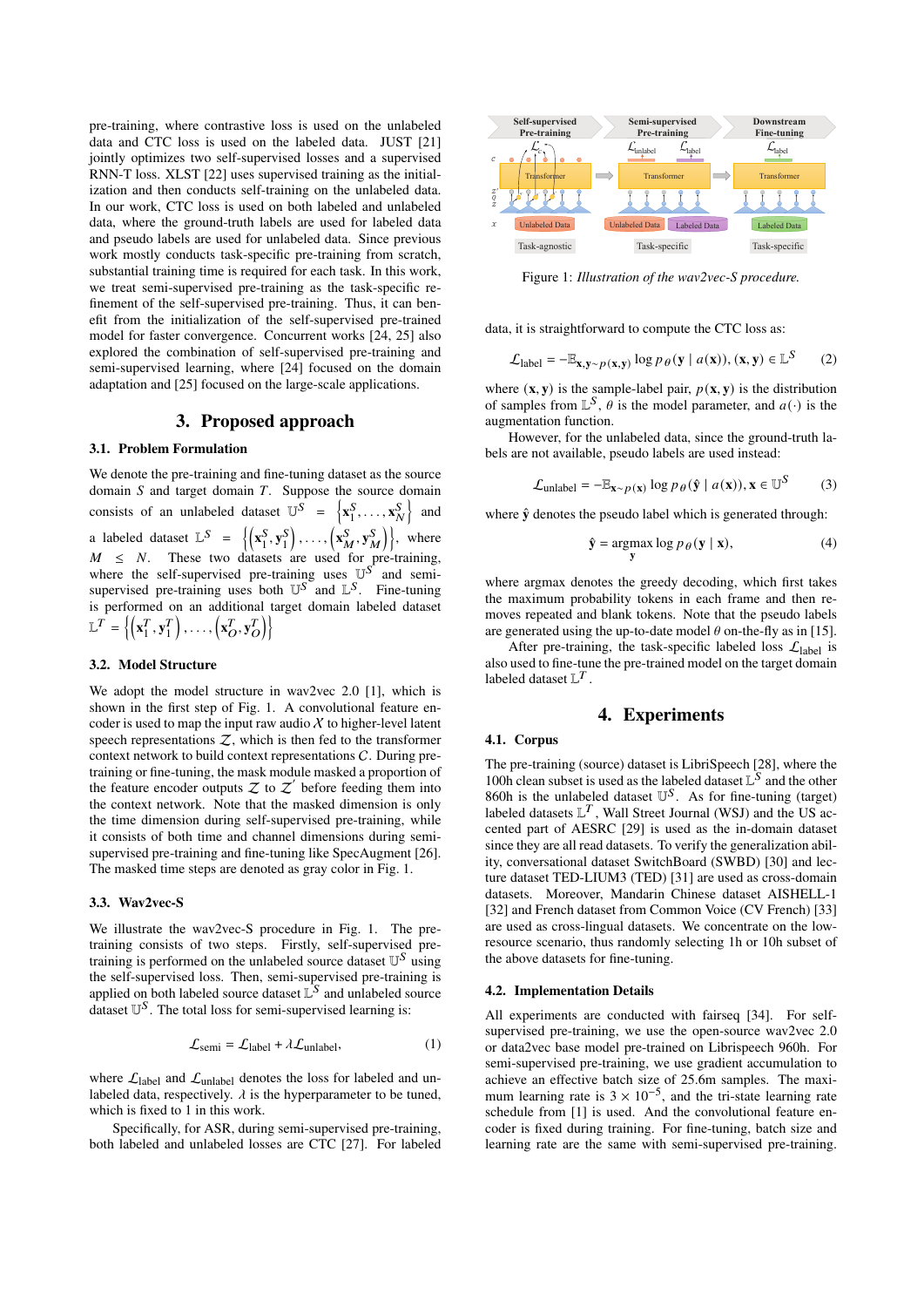pre-training, where contrastive loss is used on the unlabeled data and CTC loss is used on the labeled data. JUST [21] jointly optimizes two self-supervised losses and a supervised RNN-T loss. XLST [22] uses supervised training as the initialization and then conducts self-training on the unlabeled data. In our work, CTC loss is used on both labeled and unlabeled data, where the ground-truth labels are used for labeled data and pseudo labels are used for unlabeled data. Since previous work mostly conducts task-specific pre-training from scratch, substantial training time is required for each task. In this work, we treat semi-supervised pre-training as the task-specific refinement of the self-supervised pre-training. Thus, it can benefit from the initialization of the self-supervised pre-trained model for faster convergence. Concurrent works [24, 25] also explored the combination of self-supervised pre-training and semi-supervised learning, where [24] focused on the domain adaptation and [25] focused on the large-scale applications.

# 3. Proposed approach

## 3.1. Problem Formulation

We denote the pre-training and fine-tuning dataset as the source domain $S$ and target domain $T$. Suppose the source domain consists of an unlabeled dataset $\mathbb{U}^S = \left\{\mathbf{x}_1^S, \ldots, \mathbf{x}_N^S\right\}$ and a labeled dataset $\mathbb{L}^S = \left\{\left(\mathbf{x}_1^S, \mathbf{y}_1^S\right), \ldots, \left(\mathbf{x}_M^S, \mathbf{y}_M^S\right)\right\}$, where $M \leq N$. These two datasets are used for pre-training, where the self-supervised pre-training uses $\mathbb{U}^S$ and semi-supervised pre-training uses both $\mathbb{U}^S$ and $\mathbb{L}^S$. Fine-tuning is performed on an additional target domain labeled dataset $\mathbb{L}^T = \left\{\left(\mathbf{x}_1^T, \mathbf{y}_1^T\right), \ldots, \left(\mathbf{x}_O^T, \mathbf{y}_O^T\right)\right\}$

## 3.2. Model Structure

We adopt the model structure in wav2vec 2.0 [1], which is shown in the first step of Fig. 1. A convolutional feature encoder is used to map the input raw audio $\mathcal{X}$ to higher-level latent speech representations $\mathcal{Z}$, which is then fed to the transformer context network to build context representations $\mathcal{C}$. During pre-training or fine-tuning, the mask module masked a proportion of the feature encoder outputs $\mathcal{Z}$ to $\mathcal{Z}'$ before feeding them into the context network. Note that the masked dimension is only the time dimension during self-supervised pre-training, while it consists of both time and channel dimensions during semi-supervised pre-training and fine-tuning like SpecAugment [26]. The masked time steps are denoted as gray color in Fig. 1.

## 3.3. Wav2vec-S

We illustrate the wav2vec-S procedure in Fig. 1. The pre-training consists of two steps. Firstly, self-supervised pre-training is performed on the unlabeled source dataset $\mathbb{U}^S$ using the self-supervised loss. Then, semi-supervised pre-training is applied on both labeled source dataset $\mathbb{L}^S$ and unlabeled source dataset $\mathbb{U}^S$. The total loss for semi-supervised learning is:

$$\mathcal{L}_{\text{semi}} = \mathcal{L}_{\text{label}} + \lambda \mathcal{L}_{\text{unlabel}}, \tag{1}$$

where $\mathcal{L}_{\text{label}}$ and $\mathcal{L}_{\text{unlabel}}$ denotes the loss for labeled and unlabeled data, respectively. $\lambda$ is the hyperparameter to be tuned, which is fixed to 1 in this work.

Specifically, for ASR, during semi-supervised pre-training, both labeled and unlabeled losses are CTC [27]. For labeled data, it is straightforward to compute the CTC loss as:

$$\mathcal{L}_{\text{label}} = -\mathbb{E}_{\mathbf{x},\mathbf{y}\sim p(\mathbf{x},\mathbf{y})} \log p_\theta(\mathbf{y} \mid a(\mathbf{x})), (\mathbf{x},\mathbf{y}) \in \mathbb{L}^S \tag{2}$$

where $(\mathbf{x},\mathbf{y})$ is the sample-label pair, $p(\mathbf{x},\mathbf{y})$ is the distribution of samples from $\mathbb{L}^S$, $\theta$ is the model parameter, and $a(\cdot)$ is the augmentation function.

However, for the unlabeled data, since the ground-truth labels are not available, pseudo labels are used instead:

$$\mathcal{L}_{\text{unlabel}} = -\mathbb{E}_{\mathbf{x}\sim p(\mathbf{x})} \log p_\theta(\hat{\mathbf{y}} \mid a(\mathbf{x})), \mathbf{x} \in \mathbb{U}^S \tag{3}$$

where $\hat{\mathbf{y}}$ denotes the pseudo label which is generated through:

$$\hat{\mathbf{y}} = \operatorname*{argmax}_{\mathbf{y}} \log p_\theta(\mathbf{y} \mid \mathbf{x}), \tag{4}$$

where argmax denotes the greedy decoding, which first takes the maximum probability tokens in each frame and then removes repeated and blank tokens. Note that the pseudo labels are generated using the up-to-date model $\theta$ on-the-fly as in [15].

After pre-training, the task-specific labeled loss $\mathcal{L}_{\text{label}}$ is also used to fine-tune the pre-trained model on the target domain labeled dataset $\mathbb{L}^T$.

Figure 1: *Illustration of the wav2vec-S procedure.*

# 4. Experiments

## 4.1. Corpus

The pre-training (source) dataset is LibriSpeech [28], where the 100h clean subset is used as the labeled dataset $\mathbb{L}^S$ and the other 860h is the unlabeled dataset $\mathbb{U}^S$. As for fine-tuning (target) labeled datasets $\mathbb{L}^T$, Wall Street Journal (WSJ) and the US accented part of AESRC [29] is used as the in-domain dataset since they are all read datasets. To verify the generalization ability, conversational dataset SwitchBoard (SWBD) [30] and lecture dataset TED-LIUM3 (TED) [31] are used as cross-domain datasets. Moreover, Mandarin Chinese dataset AISHELL-1 [32] and French dataset from Common Voice (CV French) [33] are used as cross-lingual datasets. We concentrate on the low-resource scenario, thus randomly selecting 1h or 10h subset of the above datasets for fine-tuning.

## 4.2. Implementation Details

All experiments are conducted with fairseq [34]. For self-supervised pre-training, we use the open-source wav2vec 2.0 or data2vec base model pre-trained on Librispeech 960h. For semi-supervised pre-training, we use gradient accumulation to achieve an effective batch size of 25.6m samples. The maximum learning rate is $3 \times 10^{-5}$, and the tri-state learning rate schedule from [1] is used. And the convolutional feature encoder is fixed during training. For fine-tuning, batch size and learning rate are the same with semi-supervised pre-training.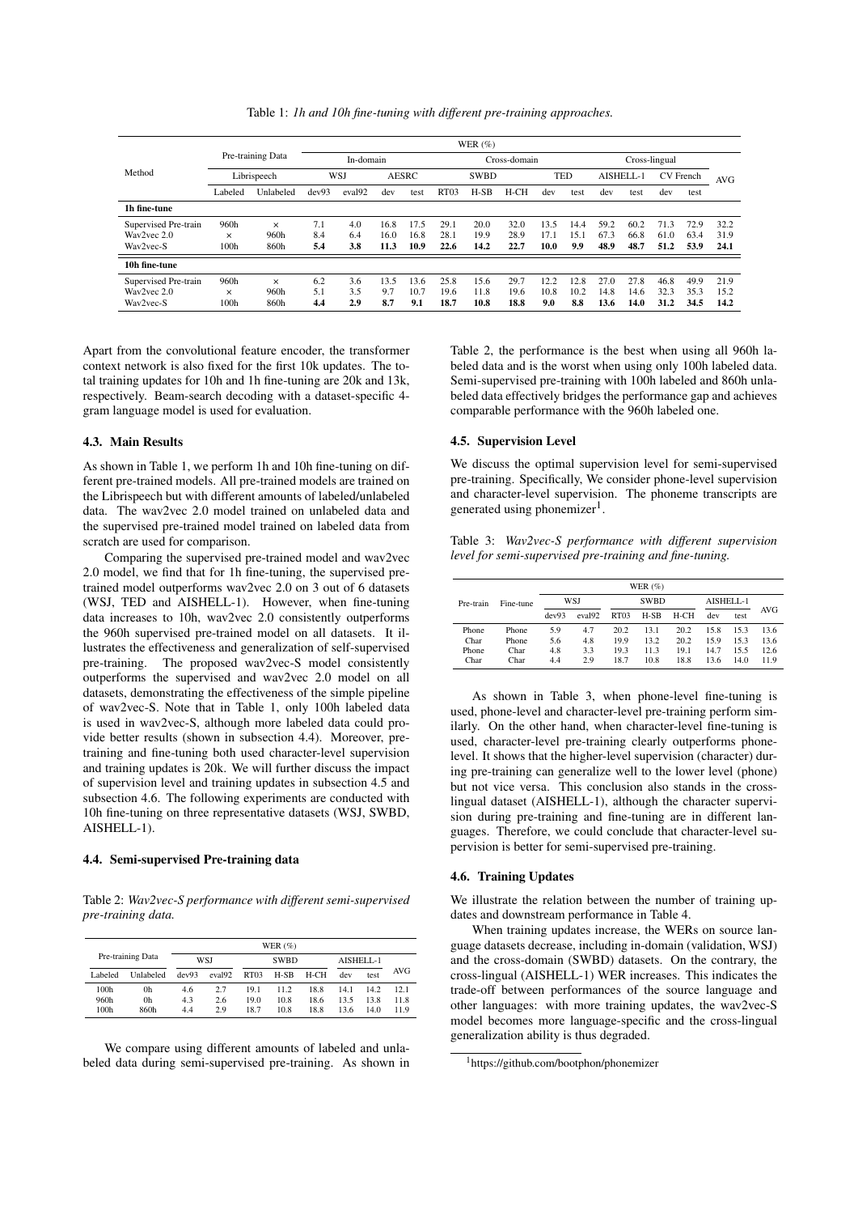Table 1: *1h and 10h fine-tuning with different pre-training approaches.*

| Method | Pre-training Data | | WER (%) | | | | | | | | | | | | | |
|---|---|---|---|---|---|---|---|---|---|---|---|---|---|---|---|---|
| | | | In-domain | | | | Cross-domain | | | | | Cross-lingual | | | | AVG |
| | Librispeech | | WSJ | | AESRC | | SWBD | | | TED | | AISHELL-1 | | CV French | | |
| | Labeled | Unlabeled | dev93 | eval92 | dev | test | RT03 | H-SB | H-CH | dev | test | dev | test | dev | test | |
| **1h fine-tune** | | | | | | | | | | | | | | | | |
| Supervised Pre-train | 960h | × | 7.1 | 4.0 | 16.8 | 17.5 | 29.1 | 20.0 | 32.0 | 13.5 | 14.4 | 59.2 | 60.2 | 71.3 | 72.9 | 32.2 |
| Wav2vec 2.0 | × | 960h | 8.4 | 6.4 | 16.0 | 16.8 | 28.1 | 19.9 | 28.9 | 17.1 | 15.1 | 67.3 | 66.8 | 61.0 | 63.4 | 31.9 |
| Wav2vec-S | 100h | 860h | **5.4** | **3.8** | **11.3** | **10.9** | **22.6** | **14.2** | **22.7** | **10.0** | **9.9** | **48.9** | **48.7** | **51.2** | **53.9** | **24.1** |
| **10h fine-tune** | | | | | | | | | | | | | | | | |
| Supervised Pre-train | 960h | × | 6.2 | 3.6 | 13.5 | 13.6 | 25.8 | 15.6 | 29.7 | 12.2 | 12.8 | 27.0 | 27.8 | 46.8 | 49.9 | 21.9 |
| Wav2vec 2.0 | × | 960h | 5.1 | 3.5 | 9.7 | 10.7 | 19.6 | 11.8 | 19.6 | 10.8 | 10.2 | 14.8 | 14.6 | 32.3 | 35.3 | 15.2 |
| Wav2vec-S | 100h | 860h | **4.4** | **2.9** | **8.7** | **9.1** | **18.7** | **10.8** | **18.8** | **9.0** | **8.8** | **13.6** | **14.0** | **31.2** | **34.5** | **14.2** |

Apart from the convolutional feature encoder, the transformer context network is also fixed for the first 10k updates. The total training updates for 10h and 1h fine-tuning are 20k and 13k, respectively. Beam-search decoding with a dataset-specific 4-gram language model is used for evaluation.

### 4.3. Main Results

As shown in Table 1, we perform 1h and 10h fine-tuning on different pre-trained models. All pre-trained models are trained on the Librispeech but with different amounts of labeled/unlabeled data. The wav2vec 2.0 model trained on unlabeled data and the supervised pre-trained model trained on labeled data from scratch are used for comparison.

Comparing the supervised pre-trained model and wav2vec 2.0 model, we find that for 1h fine-tuning, the supervised pre-trained model outperforms wav2vec 2.0 on 3 out of 6 datasets (WSJ, TED and AISHELL-1). However, when fine-tuning data increases to 10h, wav2vec 2.0 consistently outperforms the 960h supervised pre-trained model on all datasets. It illustrates the effectiveness and generalization of self-supervised pre-training. The proposed wav2vec-S model consistently outperforms the supervised and wav2vec 2.0 model on all datasets, demonstrating the effectiveness of the simple pipeline of wav2vec-S. Note that in Table 1, only 100h labeled data is used in wav2vec-S, although more labeled data could provide better results (shown in subsection 4.4). Moreover, pre-training and fine-tuning both used character-level supervision and training updates is 20k. We will further discuss the impact of supervision level and training updates in subsection 4.5 and subsection 4.6. The following experiments are conducted with 10h fine-tuning on three representative datasets (WSJ, SWBD, AISHELL-1).

### 4.4. Semi-supervised Pre-training data

Table 2: *Wav2vec-S performance with different semi-supervised pre-training data.*

| Pre-training Data | | WER (%) | | | | | | | |
|---|---|---|---|---|---|---|---|---|---|
| | | WSJ | | SWBD | | | AISHELL-1 | | AVG |
| Labeled | Unlabeled | dev93 | eval92 | RT03 | H-SB | H-CH | dev | test | |
| 100h | 0h | 4.6 | 2.7 | 19.1 | 11.2 | 18.8 | 14.1 | 14.2 | 12.1 |
| 960h | 0h | 4.3 | 2.6 | 19.0 | 10.8 | 18.6 | 13.5 | 13.8 | 11.8 |
| 100h | 860h | 4.4 | 2.9 | 18.7 | 10.8 | 18.8 | 13.6 | 14.0 | 11.9 |

We compare using different amounts of labeled and unlabeled data during semi-supervised pre-training. As shown in Table 2, the performance is the best when using all 960h labeled data and is the worst when using only 100h labeled data. Semi-supervised pre-training with 100h labeled and 860h unlabeled data effectively bridges the performance gap and achieves comparable performance with the 960h labeled one.

### 4.5. Supervision Level

We discuss the optimal supervision level for semi-supervised pre-training. Specifically, We consider phone-level supervision and character-level supervision. The phoneme transcripts are generated using phonemizer[1].

Table 3: *Wav2vec-S performance with different supervision level for semi-supervised pre-training and fine-tuning.*

| Pre-train | Fine-tune | WER (%) | | | | | | | |
|---|---|---|---|---|---|---|---|---|---|
| | | WSJ | | SWBD | | | AISHELL-1 | | AVG |
| | | dev93 | eval92 | RT03 | H-SB | H-CH | dev | test | |
| Phone | Phone | 5.9 | 4.7 | 20.2 | 13.1 | 20.2 | 15.8 | 15.3 | 13.6 |
| Char | Phone | 5.6 | 4.8 | 19.9 | 13.2 | 20.2 | 15.9 | 15.3 | 13.6 |
| Phone | Char | 4.8 | 3.3 | 19.3 | 11.3 | 19.1 | 14.7 | 15.5 | 12.6 |
| Char | Char | 4.4 | 2.9 | 18.7 | 10.8 | 18.8 | 13.6 | 14.0 | 11.9 |

As shown in Table 3, when phone-level fine-tuning is used, phone-level and character-level pre-training perform similarly. On the other hand, when character-level fine-tuning is used, character-level pre-training clearly outperforms phone-level. It shows that the higher-level supervision (character) during pre-training can generalize well to the lower level (phone) but not vice versa. This conclusion also stands in the cross-lingual dataset (AISHELL-1), although the character supervision during pre-training and fine-tuning are in different languages. Therefore, we could conclude that character-level supervision is better for semi-supervised pre-training.

### 4.6. Training Updates

We illustrate the relation between the number of training updates and downstream performance in Table 4.

When training updates increase, the WERs on source language datasets decrease, including in-domain (validation, WSJ) and the cross-domain (SWBD) datasets. On the contrary, the cross-lingual (AISHELL-1) WER increases. This indicates the trade-off between performances of the source language and other languages: with more training updates, the wav2vec-S model becomes more language-specific and the cross-lingual generalization ability is thus degraded.

[1] https://github.com/bootphon/phonemizer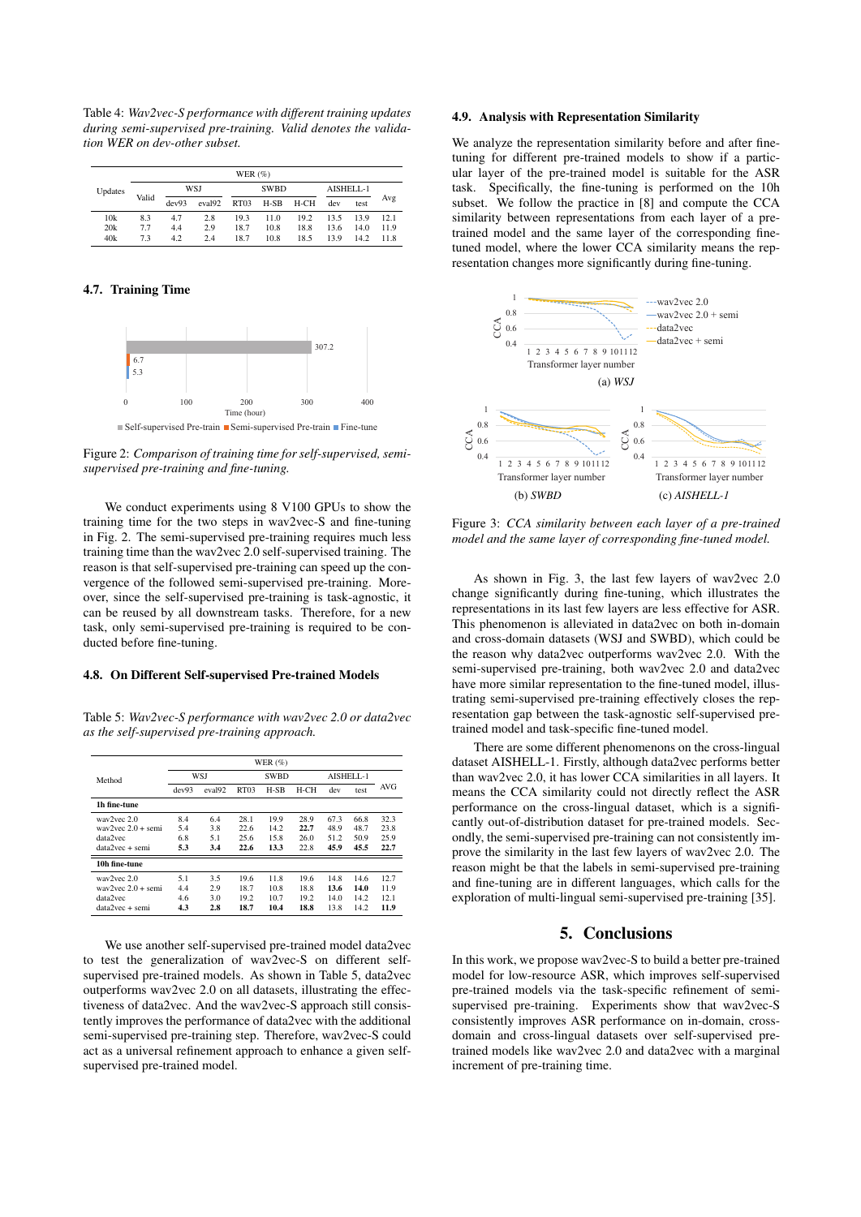Table 4: *Wav2vec-S performance with different training updates during semi-supervised pre-training. Valid denotes the validation WER on dev-other subset.*

| Updates | Valid | WER (%) | | | | | | | |
|---|---|---|---|---|---|---|---|---|---|
| | | WSJ | | SWBD | | | AISHELL-1 | | Avg |
| | | dev93 | eval92 | RT03 | H-SB | H-CH | dev | test | |
| 10k | 8.3 | 4.7 | 2.8 | 19.3 | 11.0 | 19.2 | 13.5 | 13.9 | 12.1 |
| 20k | 7.7 | 4.4 | 2.9 | 18.7 | 10.8 | 18.8 | 13.6 | 14.0 | 11.9 |
| 40k | 7.3 | 4.2 | 2.4 | 18.7 | 10.8 | 18.5 | 13.9 | 14.2 | 11.8 |

### 4.7. Training Time

Figure 2: *Comparison of training time for self-supervised, semi-supervised pre-training and fine-tuning.*

We conduct experiments using 8 V100 GPUs to show the training time for the two steps in wav2vec-S and fine-tuning in Fig. 2. The semi-supervised pre-training requires much less training time than the wav2vec 2.0 self-supervised training. The reason is that self-supervised pre-training can speed up the convergence of the followed semi-supervised pre-training. Moreover, since the self-supervised pre-training is task-agnostic, it can be reused by all downstream tasks. Therefore, for a new task, only semi-supervised pre-training is required to be conducted before fine-tuning.

### 4.8. On Different Self-supervised Pre-trained Models

Table 5: *Wav2vec-S performance with wav2vec 2.0 or data2vec as the self-supervised pre-training approach.*

| Method | WER (%) | | | | | | | |
|---|---|---|---|---|---|---|---|---|
| | WSJ | | SWBD | | | AISHELL-1 | | AVG |
| | dev93 | eval92 | RT03 | H-SB | H-CH | dev | test | |
| **1h fine-tune** | | | | | | | | |
| wav2vec 2.0 | 8.4 | 6.4 | 28.1 | 19.9 | 28.9 | 67.3 | 66.8 | 32.3 |
| wav2vec 2.0 + semi | 5.4 | 3.8 | 22.6 | 14.2 | **22.7** | 48.9 | 48.7 | 23.8 |
| data2vec | 6.8 | 5.1 | 25.6 | 15.8 | 26.0 | 51.2 | 50.9 | 25.9 |
| data2vec + semi | **5.3** | **3.4** | **22.6** | **13.3** | 22.8 | **45.9** | **45.5** | **22.7** |
| **10h fine-tune** | | | | | | | | |
| wav2vec 2.0 | 5.1 | 3.5 | 19.6 | 11.8 | 19.6 | 14.8 | 14.6 | 12.7 |
| wav2vec 2.0 + semi | 4.4 | 2.9 | 18.7 | 10.8 | 18.8 | **13.6** | **14.0** | 11.9 |
| data2vec | 4.6 | 3.0 | 19.2 | 10.7 | 19.2 | 14.0 | 14.2 | 12.1 |
| data2vec + semi | **4.3** | **2.8** | **18.7** | **10.4** | **18.8** | 13.8 | 14.2 | **11.9** |

We use another self-supervised pre-trained model data2vec to test the generalization of wav2vec-S on different self-supervised pre-trained models. As shown in Table 5, data2vec outperforms wav2vec 2.0 on all datasets, illustrating the effectiveness of data2vec. And the wav2vec-S approach still consistently improves the performance of data2vec with the additional semi-supervised pre-training step. Therefore, wav2vec-S could act as a universal refinement approach to enhance a given self-supervised pre-trained model.

### 4.9. Analysis with Representation Similarity

We analyze the representation similarity before and after fine-tuning for different pre-trained models to show if a particular layer of the pre-trained model is suitable for the ASR task. Specifically, the fine-tuning is performed on the 10h subset. We follow the practice in [8] and compute the CCA similarity between representations from each layer of a pre-trained model and the same layer of the corresponding fine-tuned model, where the lower CCA similarity means the representation changes more significantly during fine-tuning.

Figure 3: *CCA similarity between each layer of a pre-trained model and the same layer of corresponding fine-tuned model.*

As shown in Fig. 3, the last few layers of wav2vec 2.0 change significantly during fine-tuning, which illustrates the representations in its last few layers are less effective for ASR. This phenomenon is alleviated in data2vec on both in-domain and cross-domain datasets (WSJ and SWBD), which could be the reason why data2vec outperforms wav2vec 2.0. With the semi-supervised pre-training, both wav2vec 2.0 and data2vec have more similar representation to the fine-tuned model, illustrating semi-supervised pre-training effectively closes the representation gap between the task-agnostic self-supervised pre-trained model and task-specific fine-tuned model.

There are some different phenomenons on the cross-lingual dataset AISHELL-1. Firstly, although data2vec performs better than wav2vec 2.0, it has lower CCA similarities in all layers. It means the CCA similarity could not directly reflect the ASR performance on the cross-lingual dataset, which is a significantly out-of-distribution dataset for pre-trained models. Secondly, the semi-supervised pre-training can not consistently improve the similarity in the last few layers of wav2vec 2.0. The reason might be that the labels in semi-supervised pre-training and fine-tuning are in different languages, which calls for the exploration of multi-lingual semi-supervised pre-training [35].

## 5. Conclusions

In this work, we propose wav2vec-S to build a better pre-trained model for low-resource ASR, which improves self-supervised pre-trained models via the task-specific refinement of semi-supervised pre-training. Experiments show that wav2vec-S consistently improves ASR performance on in-domain, cross-domain and cross-lingual datasets over self-supervised pre-trained models like wav2vec 2.0 and data2vec with a marginal increment of pre-training time.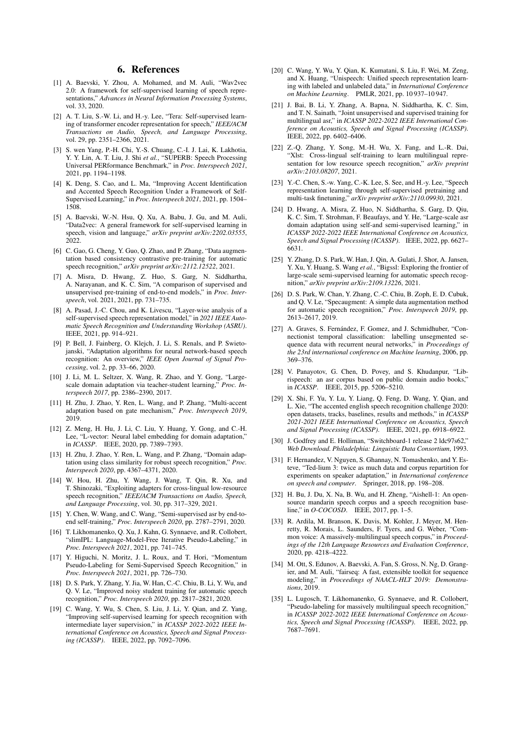## 6. References

[1] A. Baevski, Y. Zhou, A. Mohamed, and M. Auli, "Wav2vec 2.0: A framework for self-supervised learning of speech representations," *Advances in Neural Information Processing Systems*, vol. 33, 2020.

[2] A. T. Liu, S.-W. Li, and H.-y. Lee, "Tera: Self-supervised learning of transformer encoder representation for speech," *IEEE/ACM Transactions on Audio, Speech, and Language Processing*, vol. 29, pp. 2351–2366, 2021.

[3] S. wen Yang, P.-H. Chi, Y.-S. Chuang, C.-I. J. Lai, K. Lakhotia, Y. Y. Lin, A. T. Liu, J. Shi *et al.*, "SUPERB: Speech Processing Universal PERformance Benchmark," in *Proc. Interspeech 2021*, 2021, pp. 1194–1198.

[4] K. Deng, S. Cao, and L. Ma, "Improving Accent Identification and Accented Speech Recognition Under a Framework of Self-Supervised Learning," in *Proc. Interspeech 2021*, 2021, pp. 1504–1508.

[5] A. Baevski, W.-N. Hsu, Q. Xu, A. Babu, J. Gu, and M. Auli, "Data2vec: A general framework for self-supervised learning in speech, vision and language," *arXiv preprint arXiv:2202.03555*, 2022.

[6] C. Gao, G. Cheng, Y. Guo, Q. Zhao, and P. Zhang, "Data augmentation based consistency contrastive pre-training for automatic speech recognition," *arXiv preprint arXiv:2112.12522*, 2021.

[7] A. Misra, D. Hwang, Z. Huo, S. Garg, N. Siddhartha, A. Narayanan, and K. C. Sim, "A comparison of supervised and unsupervised pre-training of end-to-end models," in *Proc. Interspeech*, vol. 2021, 2021, pp. 731–735.

[8] A. Pasad, J.-C. Chou, and K. Livescu, "Layer-wise analysis of a self-supervised speech representation model," in *2021 IEEE Automatic Speech Recognition and Understanding Workshop (ASRU)*. IEEE, 2021, pp. 914–921.

[9] P. Bell, J. Fainberg, O. Klejch, J. Li, S. Renals, and P. Swietojanski, "Adaptation algorithms for neural network-based speech recognition: An overview," *IEEE Open Journal of Signal Processing*, vol. 2, pp. 33–66, 2020.

[10] J. Li, M. L. Seltzer, X. Wang, R. Zhao, and Y. Gong, "Large-scale domain adaptation via teacher-student learning," *Proc. Interspeech 2017*, pp. 2386–2390, 2017.

[11] H. Zhu, J. Zhao, Y. Ren, L. Wang, and P. Zhang, "Multi-accent adaptation based on gate mechanism," *Proc. Interspeech 2019*, 2019.

[12] Z. Meng, H. Hu, J. Li, C. Liu, Y. Huang, Y. Gong, and C.-H. Lee, "L-vector: Neural label embedding for domain adaptation," in *ICASSP*. IEEE, 2020, pp. 7389–7393.

[13] H. Zhu, J. Zhao, Y. Ren, L. Wang, and P. Zhang, "Domain adaptation using class similarity for robust speech recognition," *Proc. Interspeech 2020*, pp. 4367–4371, 2020.

[14] W. Hou, H. Zhu, Y. Wang, J. Wang, T. Qin, R. Xu, and T. Shinozaki, "Exploiting adapters for cross-lingual low-resource speech recognition," *IEEE/ACM Transactions on Audio, Speech, and Language Processing*, vol. 30, pp. 317–329, 2021.

[15] Y. Chen, W. Wang, and C. Wang, "Semi-supervised asr by end-to-end self-training," *Proc. Interspeech 2020*, pp. 2787–2791, 2020.

[16] T. Likhomanenko, Q. Xu, J. Kahn, G. Synnaeve, and R. Collobert, "slimIPL: Language-Model-Free Iterative Pseudo-Labeling," in *Proc. Interspeech 2021*, 2021, pp. 741–745.

[17] Y. Higuchi, N. Moritz, J. L. Roux, and T. Hori, "Momentum Pseudo-Labeling for Semi-Supervised Speech Recognition," in *Proc. Interspeech 2021*, 2021, pp. 726–730.

[18] D. S. Park, Y. Zhang, Y. Jia, W. Han, C.-C. Chiu, B. Li, Y. Wu, and Q. V. Le, "Improved noisy student training for automatic speech recognition," *Proc. Interspeech 2020*, pp. 2817–2821, 2020.

[19] C. Wang, Y. Wu, S. Chen, S. Liu, J. Li, Y. Qian, and Z. Yang, "Improving self-supervised learning for speech recognition with intermediate layer supervision," in *ICASSP 2022-2022 IEEE International Conference on Acoustics, Speech and Signal Processing (ICASSP)*. IEEE, 2022, pp. 7092–7096.

[20] C. Wang, Y. Wu, Y. Qian, K. Kumatani, S. Liu, F. Wei, M. Zeng, and X. Huang, "Unispeech: Unified speech representation learning with labeled and unlabeled data," in *International Conference on Machine Learning*. PMLR, 2021, pp. 10 937–10 947.

[21] J. Bai, B. Li, Y. Zhang, A. Bapna, N. Siddhartha, K. C. Sim, and T. N. Sainath, "Joint unsupervised and supervised training for multilingual asr," in *ICASSP 2022-2022 IEEE International Conference on Acoustics, Speech and Signal Processing (ICASSP)*. IEEE, 2022, pp. 6402–6406.

[22] Z.-Q. Zhang, Y. Song, M.-H. Wu, X. Fang, and L.-R. Dai, "Xlst: Cross-lingual self-training to learn multilingual representation for low resource speech recognition," *arXiv preprint arXiv:2103.08207*, 2021.

[23] Y.-C. Chen, S.-w. Yang, C.-K. Lee, S. See, and H.-y. Lee, "Speech representation learning through self-supervised pretraining and multi-task finetuning," *arXiv preprint arXiv:2110.09930*, 2021.

[24] D. Hwang, A. Misra, Z. Huo, N. Siddhartha, S. Garg, D. Qiu, K. C. Sim, T. Strohman, F. Beaufays, and Y. He, "Large-scale asr domain adaptation using self-and semi-supervised learning," in *ICASSP 2022-2022 IEEE International Conference on Acoustics, Speech and Signal Processing (ICASSP)*. IEEE, 2022, pp. 6627–6631.

[25] Y. Zhang, D. S. Park, W. Han, J. Qin, A. Gulati, J. Shor, A. Jansen, Y. Xu, Y. Huang, S. Wang *et al.*, "Bigssl: Exploring the frontier of large-scale semi-supervised learning for automatic speech recognition," *arXiv preprint arXiv:2109.13226*, 2021.

[26] D. S. Park, W. Chan, Y. Zhang, C.-C. Chiu, B. Zoph, E. D. Cubuk, and Q. V. Le, "Specaugment: A simple data augmentation method for automatic speech recognition," *Proc. Interspeech 2019*, pp. 2613–2617, 2019.

[27] A. Graves, S. Fernández, F. Gomez, and J. Schmidhuber, "Connectionist temporal classification: labelling unsegmented sequence data with recurrent neural networks," in *Proceedings of the 23rd international conference on Machine learning*, 2006, pp. 369–376.

[28] V. Panayotov, G. Chen, D. Povey, and S. Khudanpur, "Librispeech: an asr corpus based on public domain audio books," in *ICASSP*. IEEE, 2015, pp. 5206–5210.

[29] X. Shi, F. Yu, Y. Lu, Y. Liang, Q. Feng, D. Wang, Y. Qian, and L. Xie, "The accented english speech recognition challenge 2020: open datasets, tracks, baselines, results and methods," in *ICASSP 2021-2021 IEEE International Conference on Acoustics, Speech and Signal Processing (ICASSP)*. IEEE, 2021, pp. 6918–6922.

[30] J. Godfrey and E. Holliman, "Switchboard-1 release 2 ldc97s62," *Web Download. Philadelphia: Linguistic Data Consortium*, 1993.

[31] F. Hernandez, V. Nguyen, S. Ghannay, N. Tomashenko, and Y. Esteve, "Ted-lium 3: twice as much data and corpus repartition for experiments on speaker adaptation," in *International conference on speech and computer*. Springer, 2018, pp. 198–208.

[32] H. Bu, J. Du, X. Na, B. Wu, and H. Zheng, "Aishell-1: An open-source mandarin speech corpus and a speech recognition baseline," in *O-COCOSD*. IEEE, 2017, pp. 1–5.

[33] R. Ardila, M. Branson, K. Davis, M. Kohler, J. Meyer, M. Henretty, R. Morais, L. Saunders, F. Tyers, and G. Weber, "Common voice: A massively-multilingual speech corpus," in *Proceedings of the 12th Language Resources and Evaluation Conference*, 2020, pp. 4218–4222.

[34] M. Ott, S. Edunov, A. Baevski, A. Fan, S. Gross, N. Ng, D. Grangier, and M. Auli, "fairseq: A fast, extensible toolkit for sequence modeling," in *Proceedings of NAACL-HLT 2019: Demonstrations*, 2019.

[35] L. Lugosch, T. Likhomanenko, G. Synnaeve, and R. Collobert, "Pseudo-labeling for massively multilingual speech recognition," in *ICASSP 2022-2022 IEEE International Conference on Acoustics, Speech and Signal Processing (ICASSP)*. IEEE, 2022, pp. 7687–7691.